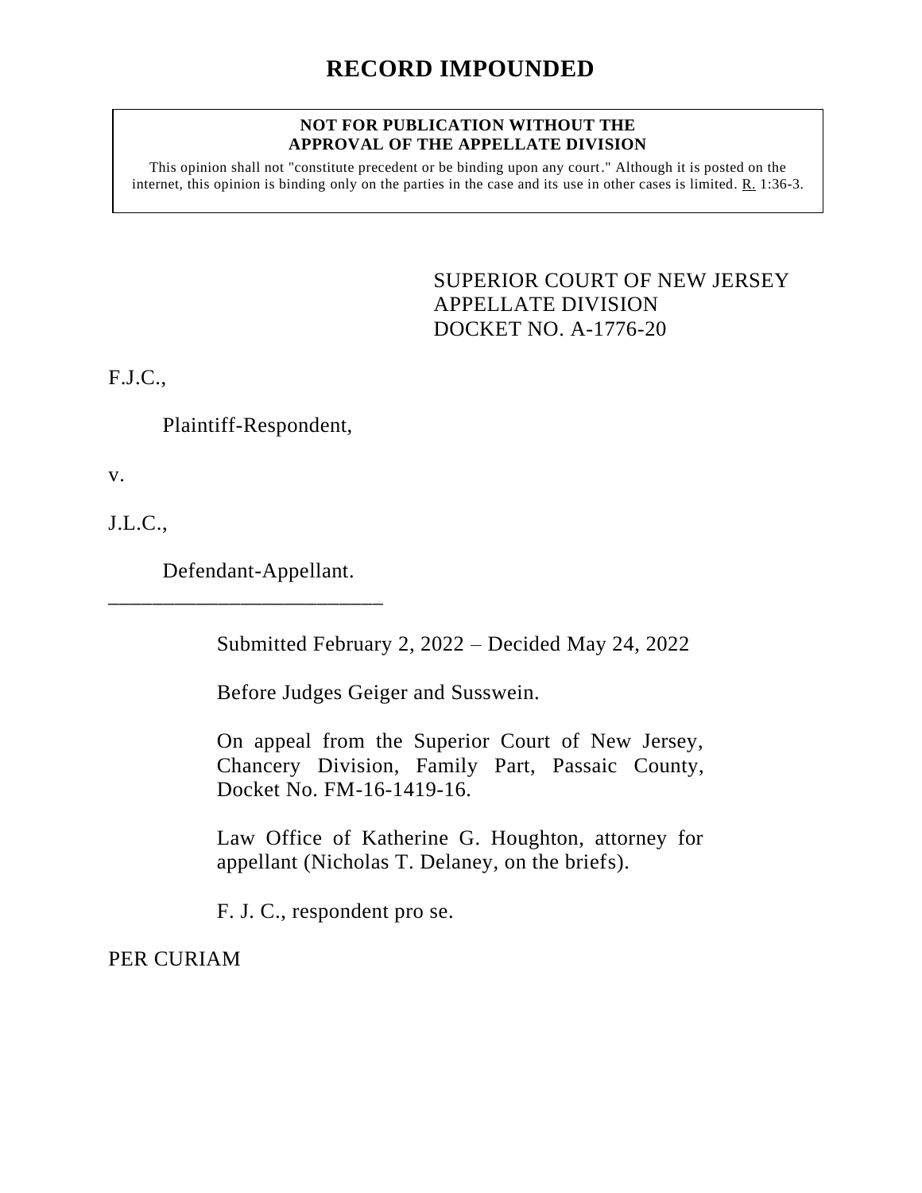# RECORD IMPOUNDED

**NOT FOR PUBLICATION WITHOUT THE APPROVAL OF THE APPELLATE DIVISION**

This opinion shall not "constitute precedent or be binding upon any court." Although it is posted on the internet, this opinion is binding only on the parties in the case and its use in other cases is limited. R. 1:36-3.

SUPERIOR COURT OF NEW JERSEY
APPELLATE DIVISION
DOCKET NO. A-1776-20

F.J.C.,

Plaintiff-Respondent,

v.

J.L.C.,

Defendant-Appellant.

\_\_\_\_\_\_\_\_\_\_\_\_\_\_\_\_\_\_\_\_\_\_\_\_\_\_\_

Submitted February 2, 2022 – Decided May 24, 2022

Before Judges Geiger and Susswein.

On appeal from the Superior Court of New Jersey, Chancery Division, Family Part, Passaic County, Docket No. FM-16-1419-16.

Law Office of Katherine G. Houghton, attorney for appellant (Nicholas T. Delaney, on the briefs).

F. J. C., respondent pro se.

PER CURIAM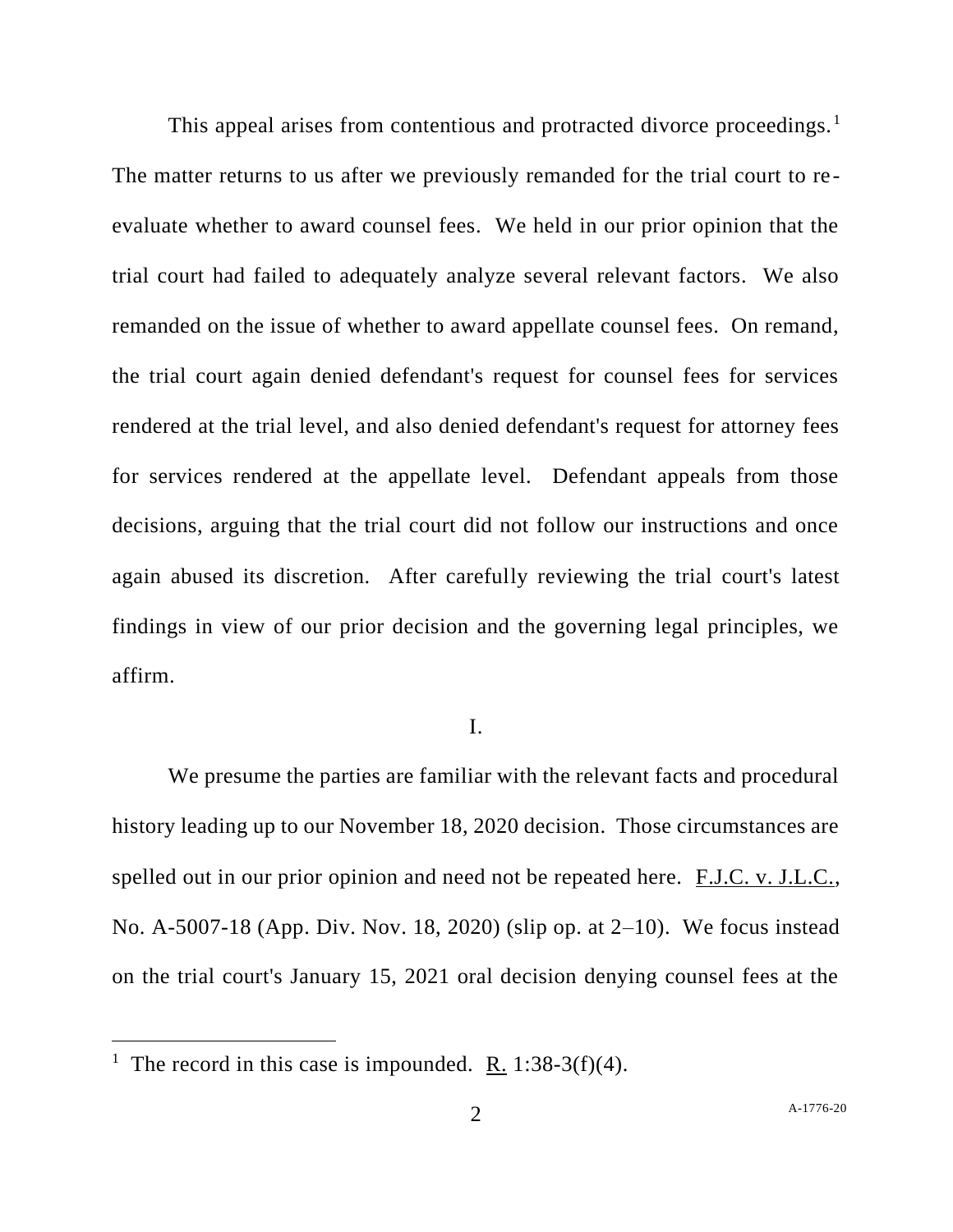This appeal arises from contentious and protracted divorce proceedings.[1] The matter returns to us after we previously remanded for the trial court to re-evaluate whether to award counsel fees. We held in our prior opinion that the trial court had failed to adequately analyze several relevant factors. We also remanded on the issue of whether to award appellate counsel fees. On remand, the trial court again denied defendant's request for counsel fees for services rendered at the trial level, and also denied defendant's request for attorney fees for services rendered at the appellate level. Defendant appeals from those decisions, arguing that the trial court did not follow our instructions and once again abused its discretion. After carefully reviewing the trial court's latest findings in view of our prior decision and the governing legal principles, we affirm.

## I.

We presume the parties are familiar with the relevant facts and procedural history leading up to our November 18, 2020 decision. Those circumstances are spelled out in our prior opinion and need not be repeated here. F.J.C. v. J.L.C., No. A-5007-18 (App. Div. Nov. 18, 2020) (slip op. at 2–10). We focus instead on the trial court's January 15, 2021 oral decision denying counsel fees at the

[1] The record in this case is impounded. R. 1:38-3(f)(4).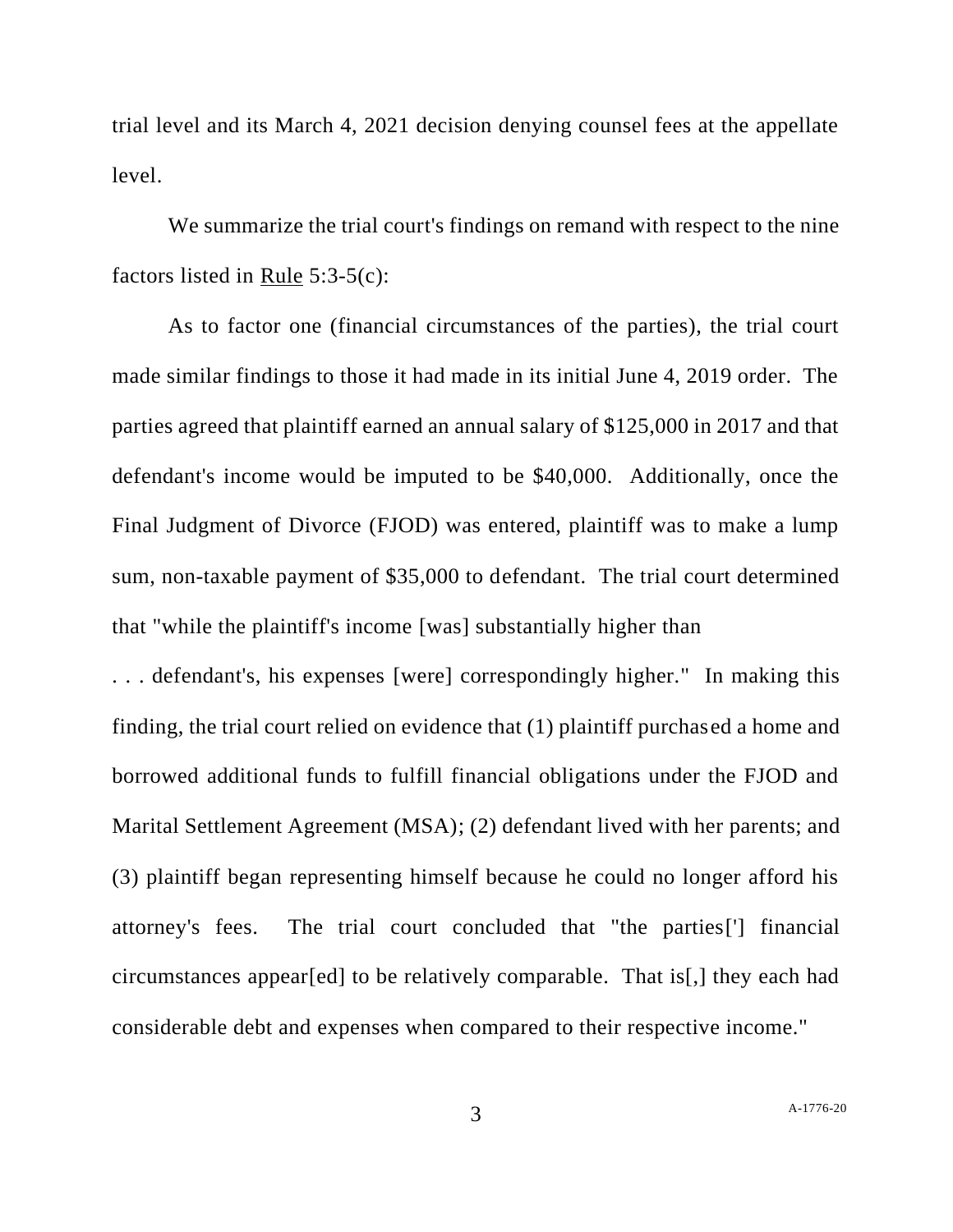trial level and its March 4, 2021 decision denying counsel fees at the appellate level.

We summarize the trial court's findings on remand with respect to the nine factors listed in Rule 5:3-5(c):

As to factor one (financial circumstances of the parties), the trial court made similar findings to those it had made in its initial June 4, 2019 order. The parties agreed that plaintiff earned an annual salary of $125,000 in 2017 and that defendant's income would be imputed to be $40,000. Additionally, once the Final Judgment of Divorce (FJOD) was entered, plaintiff was to make a lump sum, non-taxable payment of $35,000 to defendant. The trial court determined that "while the plaintiff's income [was] substantially higher than . . . defendant's, his expenses [were] correspondingly higher." In making this finding, the trial court relied on evidence that (1) plaintiff purchased a home and borrowed additional funds to fulfill financial obligations under the FJOD and Marital Settlement Agreement (MSA); (2) defendant lived with her parents; and (3) plaintiff began representing himself because he could no longer afford his attorney's fees. The trial court concluded that "the parties['] financial circumstances appear[ed] to be relatively comparable. That is[,] they each had considerable debt and expenses when compared to their respective income."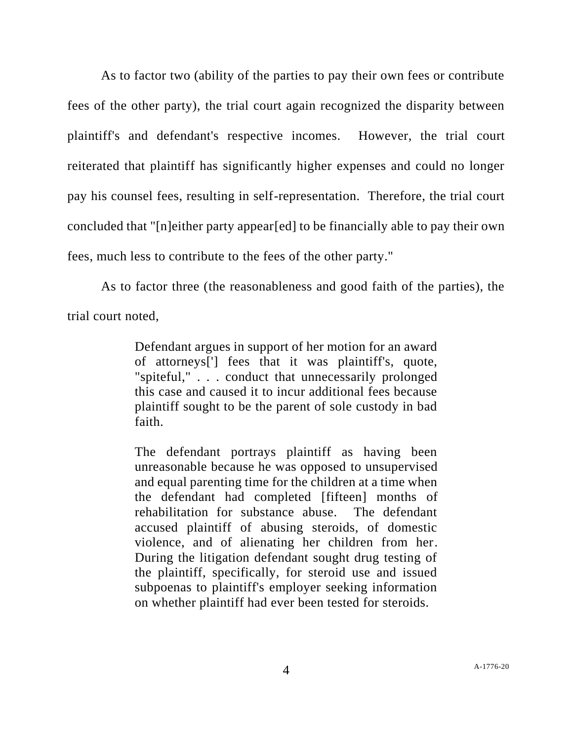As to factor two (ability of the parties to pay their own fees or contribute fees of the other party), the trial court again recognized the disparity between plaintiff's and defendant's respective incomes. However, the trial court reiterated that plaintiff has significantly higher expenses and could no longer pay his counsel fees, resulting in self-representation. Therefore, the trial court concluded that "[n]either party appear[ed] to be financially able to pay their own fees, much less to contribute to the fees of the other party."

As to factor three (the reasonableness and good faith of the parties), the trial court noted,

> Defendant argues in support of her motion for an award of attorneys['] fees that it was plaintiff's, quote, "spiteful," . . . conduct that unnecessarily prolonged this case and caused it to incur additional fees because plaintiff sought to be the parent of sole custody in bad faith.
>
> The defendant portrays plaintiff as having been unreasonable because he was opposed to unsupervised and equal parenting time for the children at a time when the defendant had completed [fifteen] months of rehabilitation for substance abuse. The defendant accused plaintiff of abusing steroids, of domestic violence, and of alienating her children from her. During the litigation defendant sought drug testing of the plaintiff, specifically, for steroid use and issued subpoenas to plaintiff's employer seeking information on whether plaintiff had ever been tested for steroids.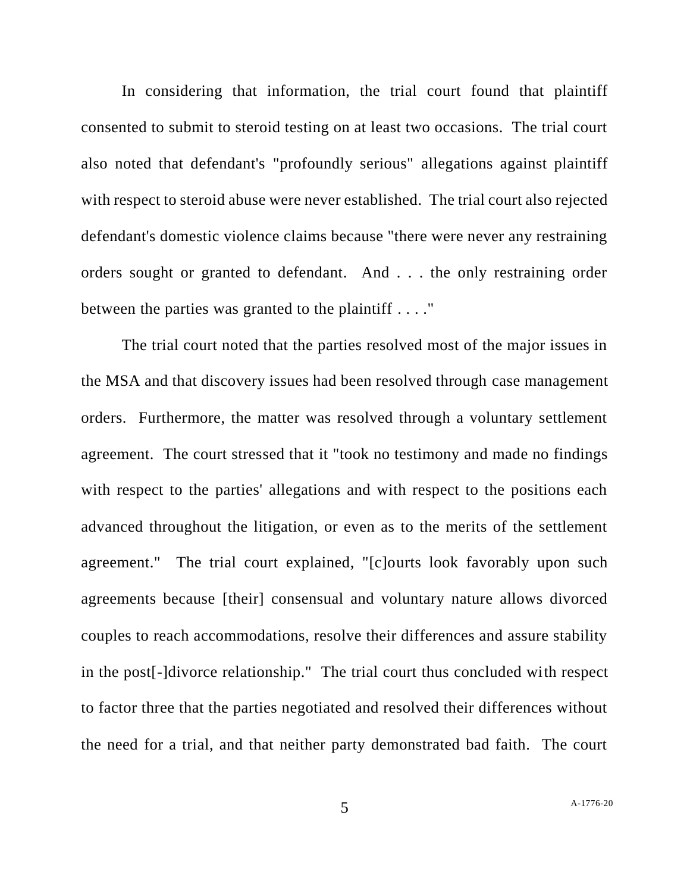In considering that information, the trial court found that plaintiff consented to submit to steroid testing on at least two occasions. The trial court also noted that defendant's "profoundly serious" allegations against plaintiff with respect to steroid abuse were never established. The trial court also rejected defendant's domestic violence claims because "there were never any restraining orders sought or granted to defendant. And . . . the only restraining order between the parties was granted to the plaintiff . . . ."

The trial court noted that the parties resolved most of the major issues in the MSA and that discovery issues had been resolved through case management orders. Furthermore, the matter was resolved through a voluntary settlement agreement. The court stressed that it "took no testimony and made no findings with respect to the parties' allegations and with respect to the positions each advanced throughout the litigation, or even as to the merits of the settlement agreement." The trial court explained, "[c]ourts look favorably upon such agreements because [their] consensual and voluntary nature allows divorced couples to reach accommodations, resolve their differences and assure stability in the post[-]divorce relationship." The trial court thus concluded with respect to factor three that the parties negotiated and resolved their differences without the need for a trial, and that neither party demonstrated bad faith. The court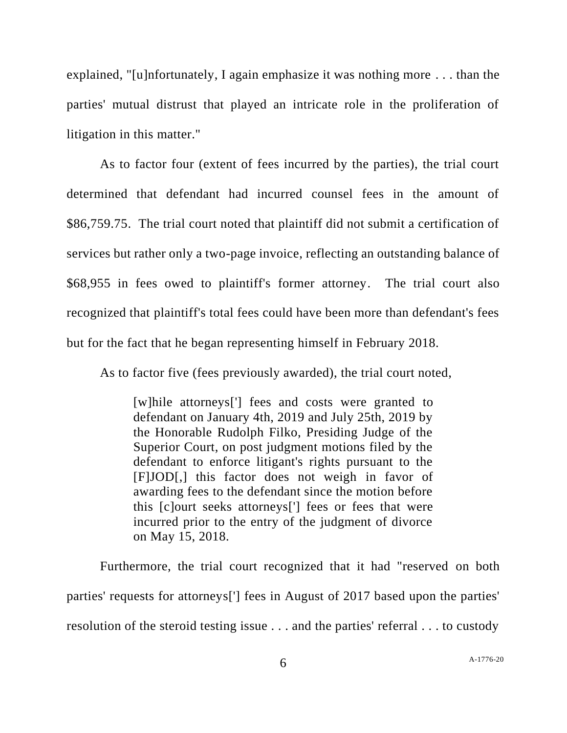explained, "[u]nfortunately, I again emphasize it was nothing more . . . than the parties' mutual distrust that played an intricate role in the proliferation of litigation in this matter."

As to factor four (extent of fees incurred by the parties), the trial court determined that defendant had incurred counsel fees in the amount of $86,759.75. The trial court noted that plaintiff did not submit a certification of services but rather only a two-page invoice, reflecting an outstanding balance of $68,955 in fees owed to plaintiff's former attorney. The trial court also recognized that plaintiff's total fees could have been more than defendant's fees but for the fact that he began representing himself in February 2018.

As to factor five (fees previously awarded), the trial court noted,

> [w]hile attorneys['] fees and costs were granted to defendant on January 4th, 2019 and July 25th, 2019 by the Honorable Rudolph Filko, Presiding Judge of the Superior Court, on post judgment motions filed by the defendant to enforce litigant's rights pursuant to the [F]JOD[,] this factor does not weigh in favor of awarding fees to the defendant since the motion before this [c]ourt seeks attorneys['] fees or fees that were incurred prior to the entry of the judgment of divorce on May 15, 2018.

Furthermore, the trial court recognized that it had "reserved on both parties' requests for attorneys['] fees in August of 2017 based upon the parties' resolution of the steroid testing issue . . . and the parties' referral . . . to custody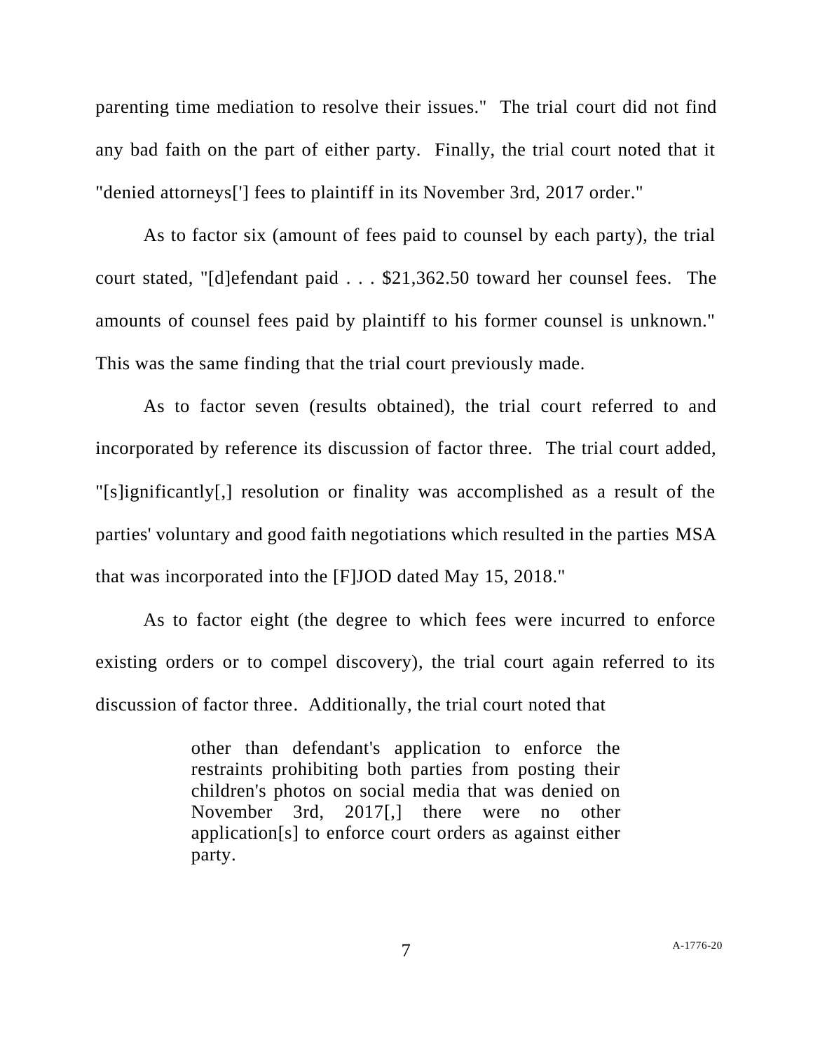parenting time mediation to resolve their issues." The trial court did not find any bad faith on the part of either party. Finally, the trial court noted that it "denied attorneys['] fees to plaintiff in its November 3rd, 2017 order."

As to factor six (amount of fees paid to counsel by each party), the trial court stated, "[d]efendant paid . . . $21,362.50 toward her counsel fees. The amounts of counsel fees paid by plaintiff to his former counsel is unknown." This was the same finding that the trial court previously made.

As to factor seven (results obtained), the trial court referred to and incorporated by reference its discussion of factor three. The trial court added, "[s]ignificantly[,] resolution or finality was accomplished as a result of the parties' voluntary and good faith negotiations which resulted in the parties MSA that was incorporated into the [F]JOD dated May 15, 2018."

As to factor eight (the degree to which fees were incurred to enforce existing orders or to compel discovery), the trial court again referred to its discussion of factor three. Additionally, the trial court noted that

> other than defendant's application to enforce the restraints prohibiting both parties from posting their children's photos on social media that was denied on November 3rd, 2017[,] there were no other application[s] to enforce court orders as against either party.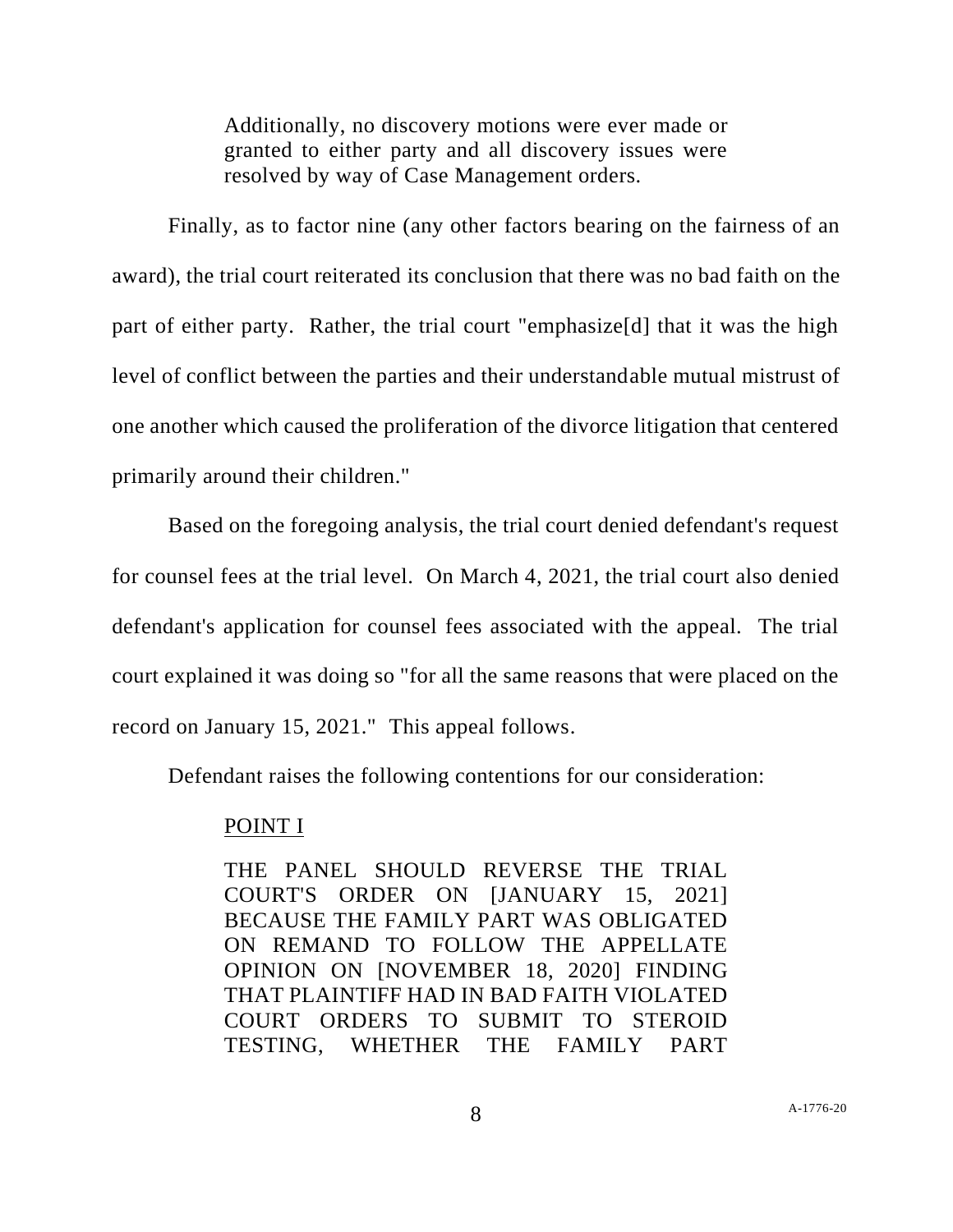> Additionally, no discovery motions were ever made or granted to either party and all discovery issues were resolved by way of Case Management orders.

Finally, as to factor nine (any other factors bearing on the fairness of an award), the trial court reiterated its conclusion that there was no bad faith on the part of either party. Rather, the trial court "emphasize[d] that it was the high level of conflict between the parties and their understandable mutual mistrust of one another which caused the proliferation of the divorce litigation that centered primarily around their children."

Based on the foregoing analysis, the trial court denied defendant's request for counsel fees at the trial level. On March 4, 2021, the trial court also denied defendant's application for counsel fees associated with the appeal. The trial court explained it was doing so "for all the same reasons that were placed on the record on January 15, 2021." This appeal follows.

Defendant raises the following contentions for our consideration:

> POINT I
>
> THE PANEL SHOULD REVERSE THE TRIAL COURT'S ORDER ON [JANUARY 15, 2021] BECAUSE THE FAMILY PART WAS OBLIGATED ON REMAND TO FOLLOW THE APPELLATE OPINION ON [NOVEMBER 18, 2020] FINDING THAT PLAINTIFF HAD IN BAD FAITH VIOLATED COURT ORDERS TO SUBMIT TO STEROID TESTING, WHETHER THE FAMILY PART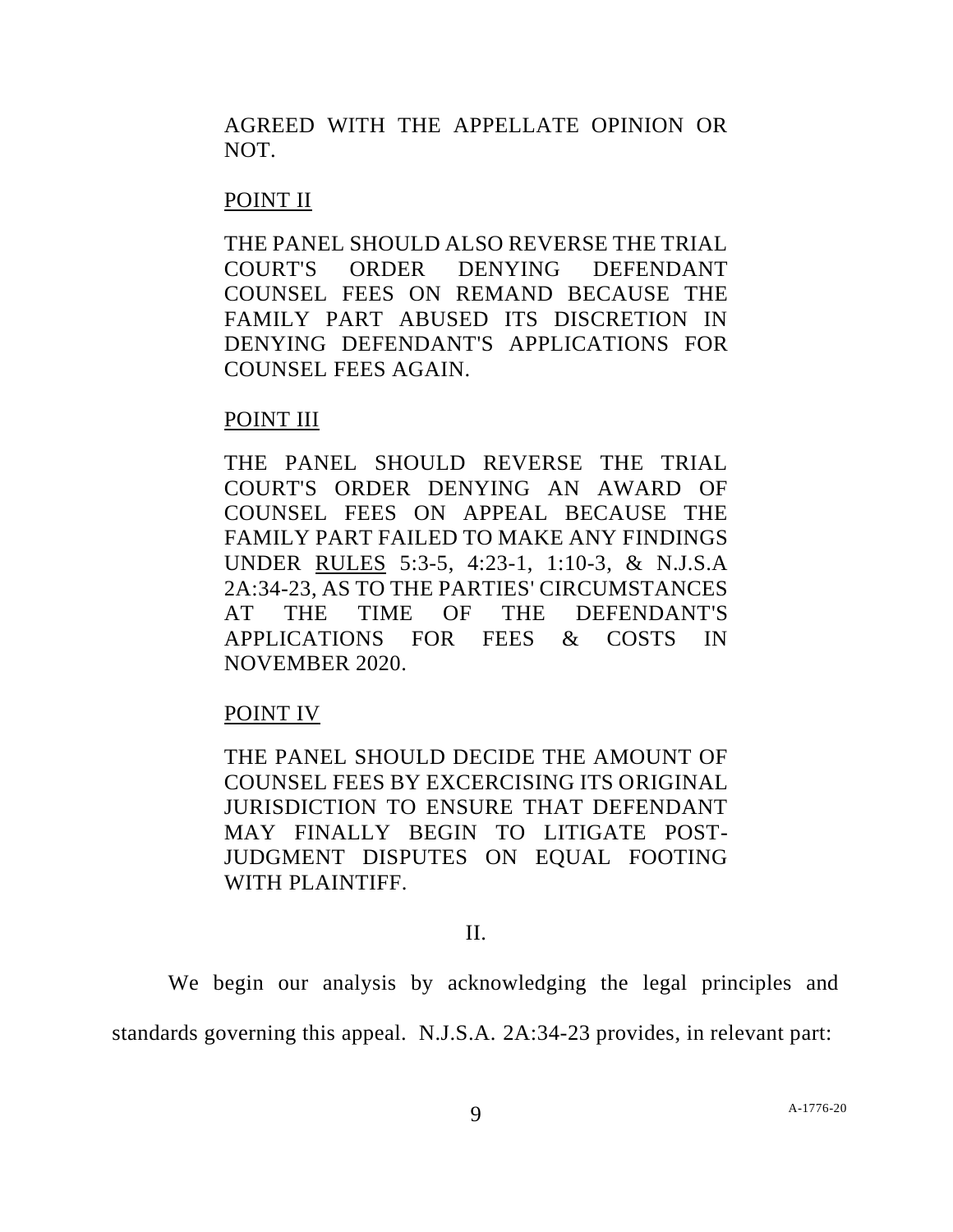AGREED WITH THE APPELLATE OPINION OR NOT.

POINT II

THE PANEL SHOULD ALSO REVERSE THE TRIAL COURT'S ORDER DENYING DEFENDANT COUNSEL FEES ON REMAND BECAUSE THE FAMILY PART ABUSED ITS DISCRETION IN DENYING DEFENDANT'S APPLICATIONS FOR COUNSEL FEES AGAIN.

POINT III

THE PANEL SHOULD REVERSE THE TRIAL COURT'S ORDER DENYING AN AWARD OF COUNSEL FEES ON APPEAL BECAUSE THE FAMILY PART FAILED TO MAKE ANY FINDINGS UNDER RULES 5:3-5, 4:23-1, 1:10-3, & N.J.S.A 2A:34-23, AS TO THE PARTIES' CIRCUMSTANCES AT THE TIME OF THE DEFENDANT'S APPLICATIONS FOR FEES & COSTS IN NOVEMBER 2020.

POINT IV

THE PANEL SHOULD DECIDE THE AMOUNT OF COUNSEL FEES BY EXCERCISING ITS ORIGINAL JURISDICTION TO ENSURE THAT DEFENDANT MAY FINALLY BEGIN TO LITIGATE POST-JUDGMENT DISPUTES ON EQUAL FOOTING WITH PLAINTIFF.

II.

We begin our analysis by acknowledging the legal principles and standards governing this appeal. N.J.S.A. 2A:34-23 provides, in relevant part: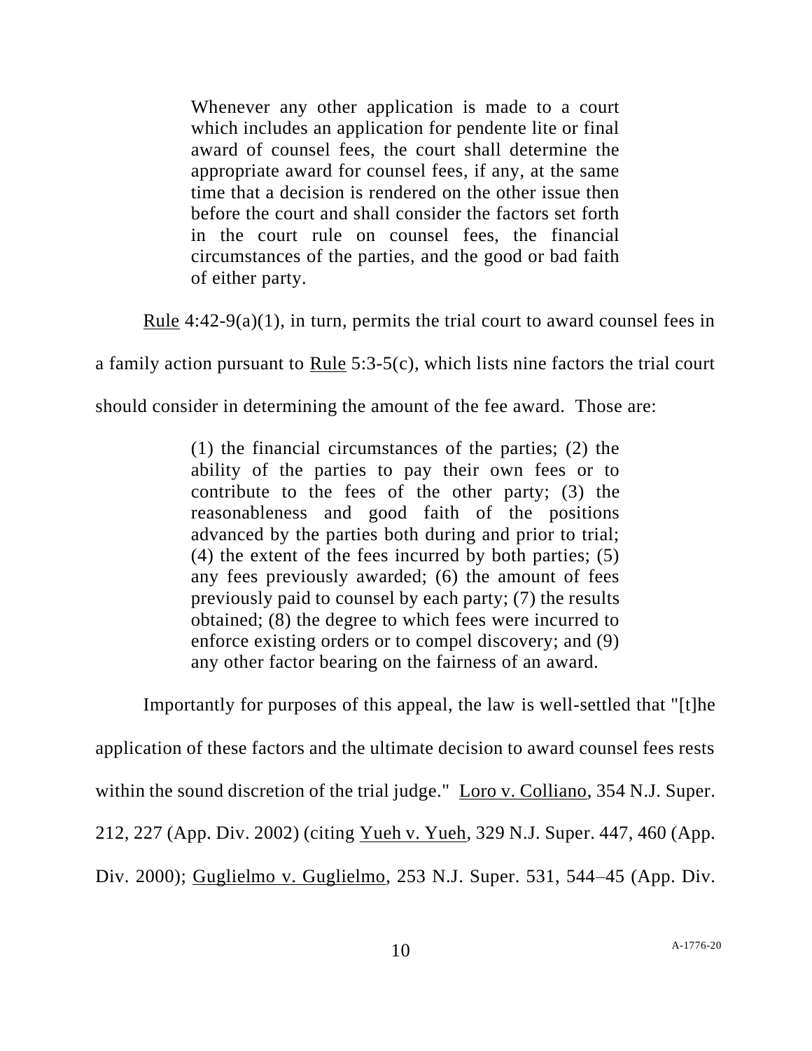> Whenever any other application is made to a court which includes an application for pendente lite or final award of counsel fees, the court shall determine the appropriate award for counsel fees, if any, at the same time that a decision is rendered on the other issue then before the court and shall consider the factors set forth in the court rule on counsel fees, the financial circumstances of the parties, and the good or bad faith of either party.

Rule 4:42-9(a)(1), in turn, permits the trial court to award counsel fees in a family action pursuant to Rule 5:3-5(c), which lists nine factors the trial court should consider in determining the amount of the fee award. Those are:

> (1) the financial circumstances of the parties; (2) the ability of the parties to pay their own fees or to contribute to the fees of the other party; (3) the reasonableness and good faith of the positions advanced by the parties both during and prior to trial; (4) the extent of the fees incurred by both parties; (5) any fees previously awarded; (6) the amount of fees previously paid to counsel by each party; (7) the results obtained; (8) the degree to which fees were incurred to enforce existing orders or to compel discovery; and (9) any other factor bearing on the fairness of an award.

Importantly for purposes of this appeal, the law is well-settled that "[t]he application of these factors and the ultimate decision to award counsel fees rests within the sound discretion of the trial judge." Loro v. Colliano, 354 N.J. Super. 212, 227 (App. Div. 2002) (citing Yueh v. Yueh, 329 N.J. Super. 447, 460 (App. Div. 2000); Guglielmo v. Guglielmo, 253 N.J. Super. 531, 544–45 (App. Div.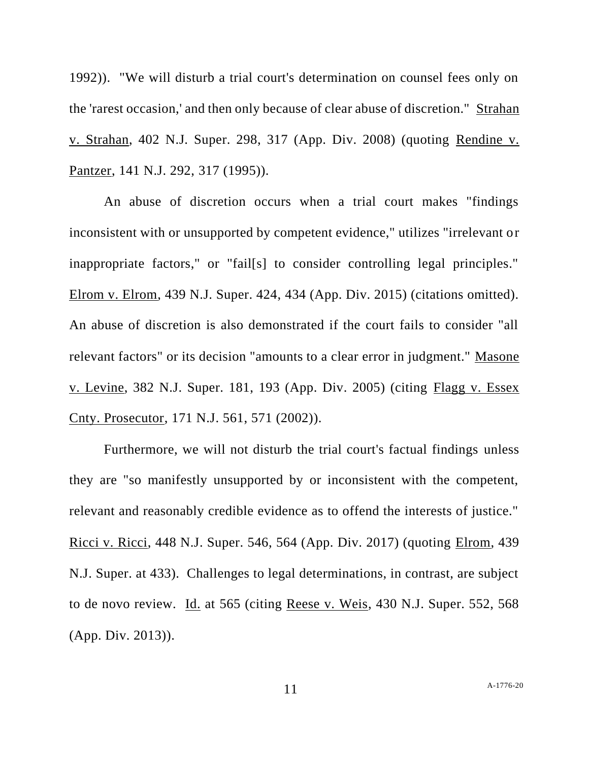1992)). "We will disturb a trial court's determination on counsel fees only on the 'rarest occasion,' and then only because of clear abuse of discretion." Strahan v. Strahan, 402 N.J. Super. 298, 317 (App. Div. 2008) (quoting Rendine v. Pantzer, 141 N.J. 292, 317 (1995)).

An abuse of discretion occurs when a trial court makes "findings inconsistent with or unsupported by competent evidence," utilizes "irrelevant or inappropriate factors," or "fail[s] to consider controlling legal principles." Elrom v. Elrom, 439 N.J. Super. 424, 434 (App. Div. 2015) (citations omitted). An abuse of discretion is also demonstrated if the court fails to consider "all relevant factors" or its decision "amounts to a clear error in judgment." Masone v. Levine, 382 N.J. Super. 181, 193 (App. Div. 2005) (citing Flagg v. Essex Cnty. Prosecutor, 171 N.J. 561, 571 (2002)).

Furthermore, we will not disturb the trial court's factual findings unless they are "so manifestly unsupported by or inconsistent with the competent, relevant and reasonably credible evidence as to offend the interests of justice." Ricci v. Ricci, 448 N.J. Super. 546, 564 (App. Div. 2017) (quoting Elrom, 439 N.J. Super. at 433). Challenges to legal determinations, in contrast, are subject to de novo review. Id. at 565 (citing Reese v. Weis, 430 N.J. Super. 552, 568 (App. Div. 2013)).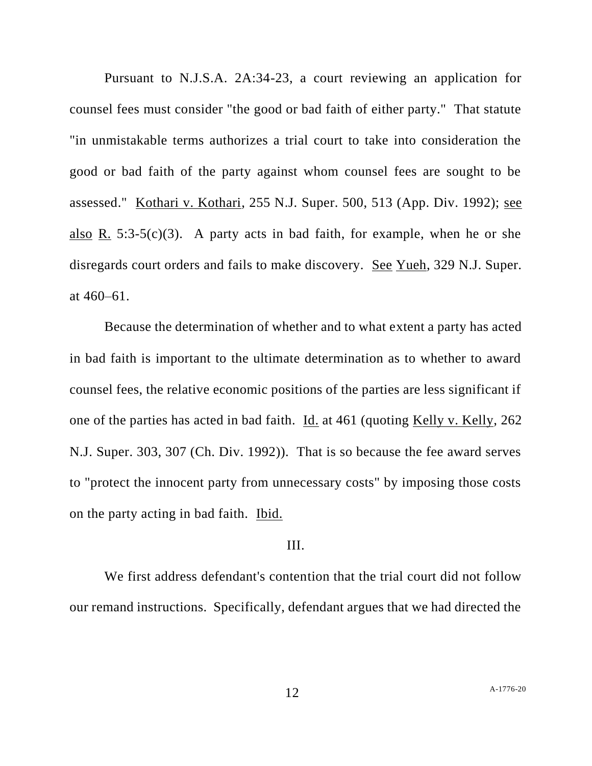Pursuant to N.J.S.A. 2A:34-23, a court reviewing an application for counsel fees must consider "the good or bad faith of either party." That statute "in unmistakable terms authorizes a trial court to take into consideration the good or bad faith of the party against whom counsel fees are sought to be assessed." Kothari v. Kothari, 255 N.J. Super. 500, 513 (App. Div. 1992); see also R. 5:3-5(c)(3). A party acts in bad faith, for example, when he or she disregards court orders and fails to make discovery. See Yueh, 329 N.J. Super. at 460–61.

Because the determination of whether and to what extent a party has acted in bad faith is important to the ultimate determination as to whether to award counsel fees, the relative economic positions of the parties are less significant if one of the parties has acted in bad faith. Id. at 461 (quoting Kelly v. Kelly, 262 N.J. Super. 303, 307 (Ch. Div. 1992)). That is so because the fee award serves to "protect the innocent party from unnecessary costs" by imposing those costs on the party acting in bad faith. Ibid.

## III.

We first address defendant's contention that the trial court did not follow our remand instructions. Specifically, defendant argues that we had directed the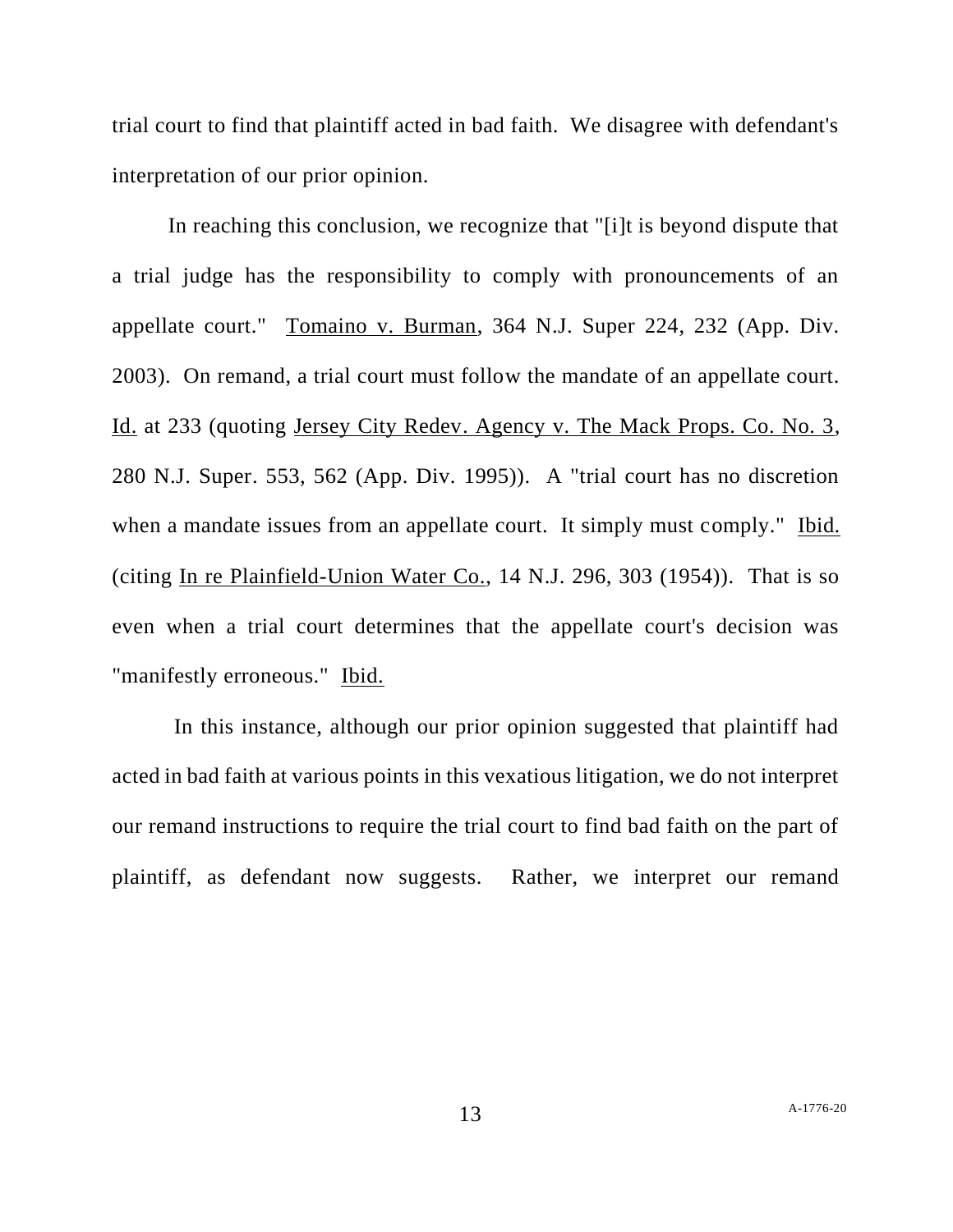trial court to find that plaintiff acted in bad faith. We disagree with defendant's interpretation of our prior opinion.

In reaching this conclusion, we recognize that "[i]t is beyond dispute that a trial judge has the responsibility to comply with pronouncements of an appellate court." Tomaino v. Burman, 364 N.J. Super 224, 232 (App. Div. 2003). On remand, a trial court must follow the mandate of an appellate court. Id. at 233 (quoting Jersey City Redev. Agency v. The Mack Props. Co. No. 3, 280 N.J. Super. 553, 562 (App. Div. 1995)). A "trial court has no discretion when a mandate issues from an appellate court. It simply must comply." Ibid. (citing In re Plainfield-Union Water Co., 14 N.J. 296, 303 (1954)). That is so even when a trial court determines that the appellate court's decision was "manifestly erroneous." Ibid.

In this instance, although our prior opinion suggested that plaintiff had acted in bad faith at various points in this vexatious litigation, we do not interpret our remand instructions to require the trial court to find bad faith on the part of plaintiff, as defendant now suggests. Rather, we interpret our remand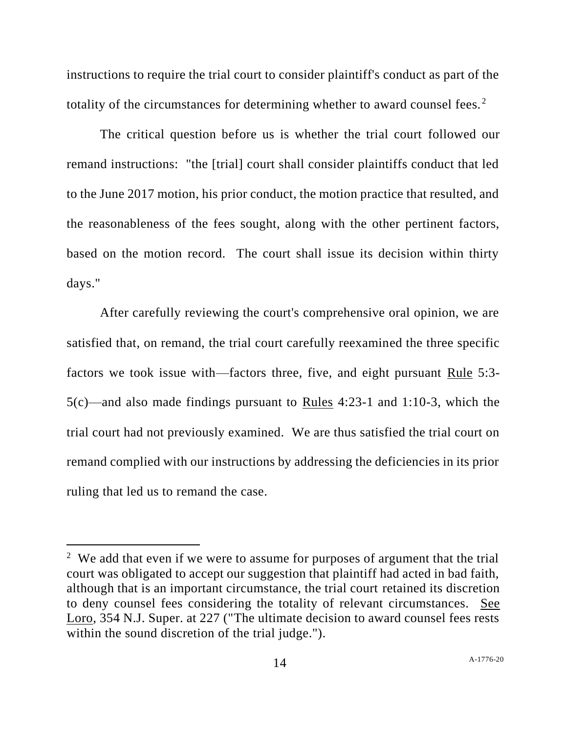instructions to require the trial court to consider plaintiff's conduct as part of the totality of the circumstances for determining whether to award counsel fees.[2]

The critical question before us is whether the trial court followed our remand instructions: "the [trial] court shall consider plaintiffs conduct that led to the June 2017 motion, his prior conduct, the motion practice that resulted, and the reasonableness of the fees sought, along with the other pertinent factors, based on the motion record. The court shall issue its decision within thirty days."

After carefully reviewing the court's comprehensive oral opinion, we are satisfied that, on remand, the trial court carefully reexamined the three specific factors we took issue with—factors three, five, and eight pursuant Rule 5:3-5(c)—and also made findings pursuant to Rules 4:23-1 and 1:10-3, which the trial court had not previously examined. We are thus satisfied the trial court on remand complied with our instructions by addressing the deficiencies in its prior ruling that led us to remand the case.

---

[2] We add that even if we were to assume for purposes of argument that the trial court was obligated to accept our suggestion that plaintiff had acted in bad faith, although that is an important circumstance, the trial court retained its discretion to deny counsel fees considering the totality of relevant circumstances. See Loro, 354 N.J. Super. at 227 ("The ultimate decision to award counsel fees rests within the sound discretion of the trial judge.").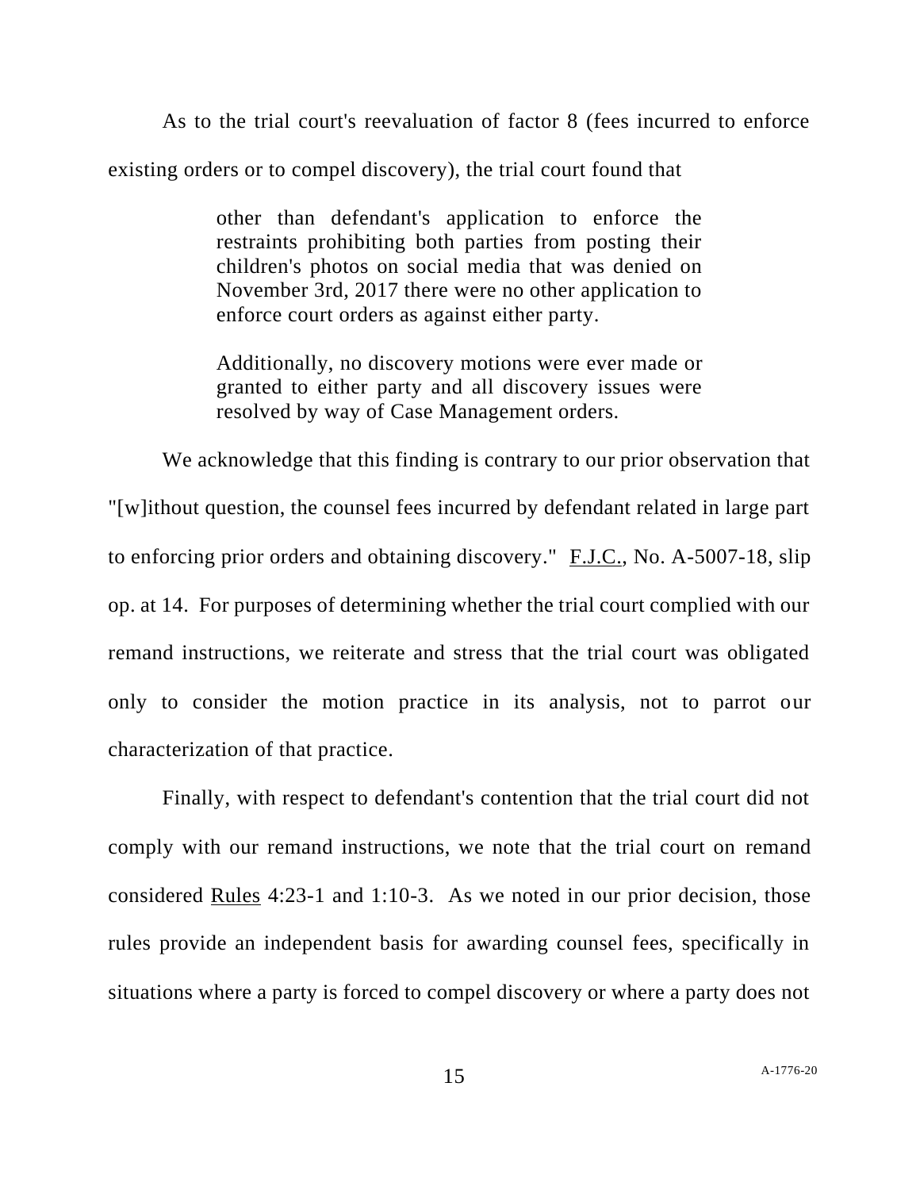As to the trial court's reevaluation of factor 8 (fees incurred to enforce existing orders or to compel discovery), the trial court found that

> other than defendant's application to enforce the restraints prohibiting both parties from posting their children's photos on social media that was denied on November 3rd, 2017 there were no other application to enforce court orders as against either party.
>
> Additionally, no discovery motions were ever made or granted to either party and all discovery issues were resolved by way of Case Management orders.

We acknowledge that this finding is contrary to our prior observation that "[w]ithout question, the counsel fees incurred by defendant related in large part to enforcing prior orders and obtaining discovery." F.J.C., No. A-5007-18, slip op. at 14. For purposes of determining whether the trial court complied with our remand instructions, we reiterate and stress that the trial court was obligated only to consider the motion practice in its analysis, not to parrot our characterization of that practice.

Finally, with respect to defendant's contention that the trial court did not comply with our remand instructions, we note that the trial court on remand considered Rules 4:23-1 and 1:10-3. As we noted in our prior decision, those rules provide an independent basis for awarding counsel fees, specifically in situations where a party is forced to compel discovery or where a party does not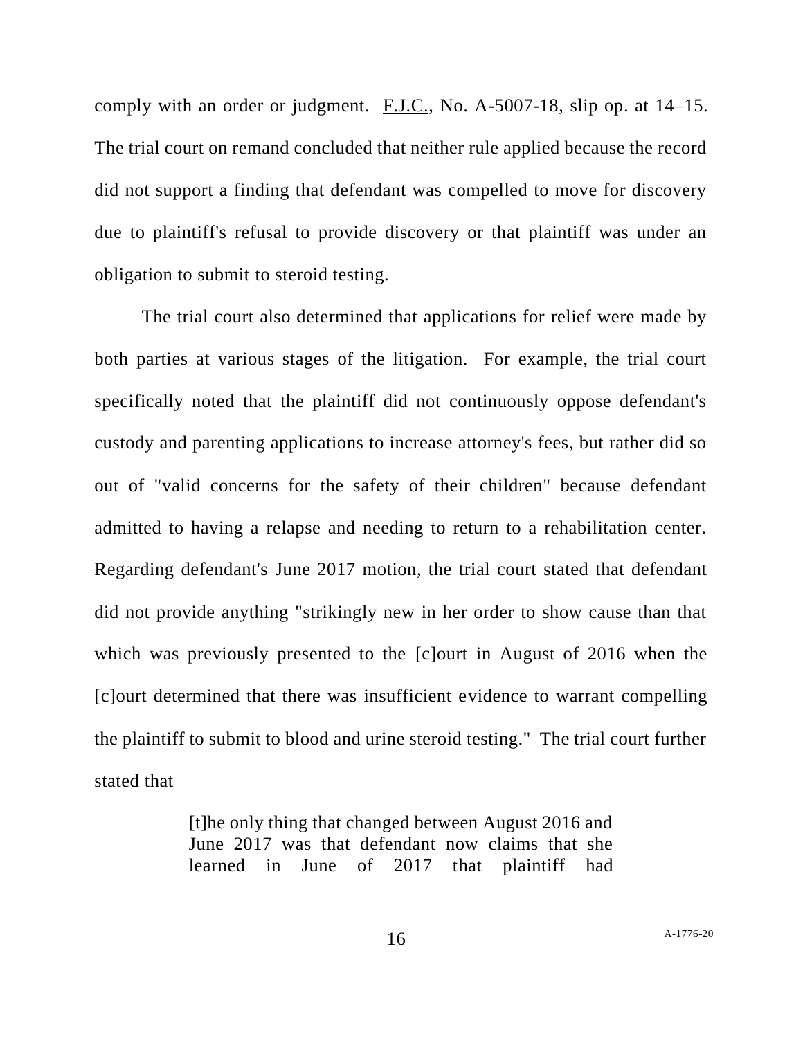comply with an order or judgment. F.J.C., No. A-5007-18, slip op. at 14–15. The trial court on remand concluded that neither rule applied because the record did not support a finding that defendant was compelled to move for discovery due to plaintiff's refusal to provide discovery or that plaintiff was under an obligation to submit to steroid testing.

The trial court also determined that applications for relief were made by both parties at various stages of the litigation. For example, the trial court specifically noted that the plaintiff did not continuously oppose defendant's custody and parenting applications to increase attorney's fees, but rather did so out of "valid concerns for the safety of their children" because defendant admitted to having a relapse and needing to return to a rehabilitation center. Regarding defendant's June 2017 motion, the trial court stated that defendant did not provide anything "strikingly new in her order to show cause than that which was previously presented to the [c]ourt in August of 2016 when the [c]ourt determined that there was insufficient evidence to warrant compelling the plaintiff to submit to blood and urine steroid testing." The trial court further stated that

> [t]he only thing that changed between August 2016 and June 2017 was that defendant now claims that she learned in June of 2017 that plaintiff had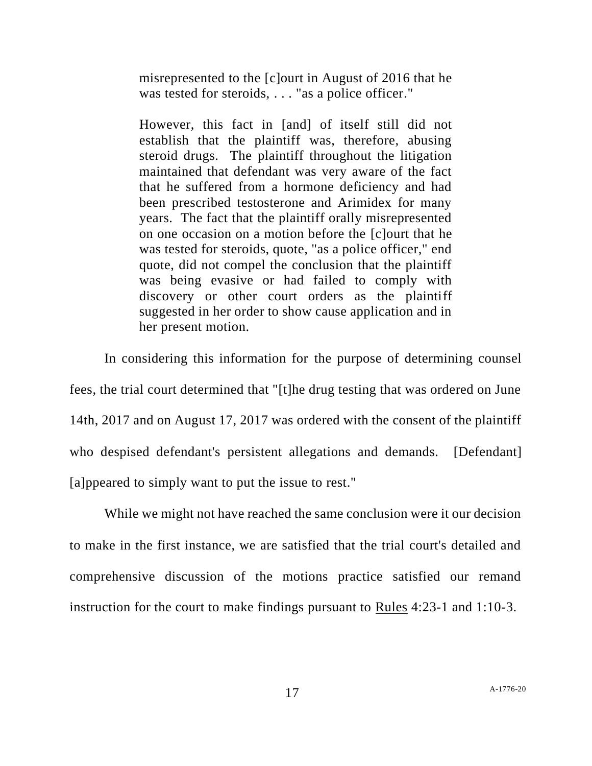> misrepresented to the [c]ourt in August of 2016 that he was tested for steroids, . . . "as a police officer."
>
> However, this fact in [and] of itself still did not establish that the plaintiff was, therefore, abusing steroid drugs. The plaintiff throughout the litigation maintained that defendant was very aware of the fact that he suffered from a hormone deficiency and had been prescribed testosterone and Arimidex for many years. The fact that the plaintiff orally misrepresented on one occasion on a motion before the [c]ourt that he was tested for steroids, quote, "as a police officer," end quote, did not compel the conclusion that the plaintiff was being evasive or had failed to comply with discovery or other court orders as the plaintiff suggested in her order to show cause application and in her present motion.

In considering this information for the purpose of determining counsel fees, the trial court determined that "[t]he drug testing that was ordered on June 14th, 2017 and on August 17, 2017 was ordered with the consent of the plaintiff who despised defendant's persistent allegations and demands. [Defendant] [a]ppeared to simply want to put the issue to rest."

While we might not have reached the same conclusion were it our decision to make in the first instance, we are satisfied that the trial court's detailed and comprehensive discussion of the motions practice satisfied our remand instruction for the court to make findings pursuant to Rules 4:23-1 and 1:10-3.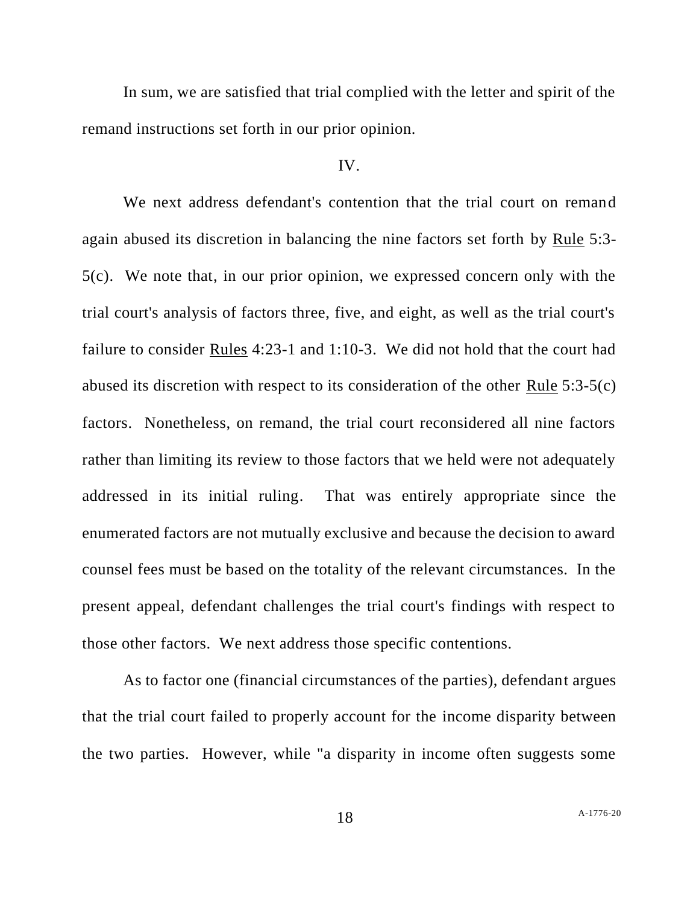In sum, we are satisfied that trial complied with the letter and spirit of the remand instructions set forth in our prior opinion.

IV.

We next address defendant's contention that the trial court on remand again abused its discretion in balancing the nine factors set forth by Rule 5:3-5(c). We note that, in our prior opinion, we expressed concern only with the trial court's analysis of factors three, five, and eight, as well as the trial court's failure to consider Rules 4:23-1 and 1:10-3. We did not hold that the court had abused its discretion with respect to its consideration of the other Rule 5:3-5(c) factors. Nonetheless, on remand, the trial court reconsidered all nine factors rather than limiting its review to those factors that we held were not adequately addressed in its initial ruling. That was entirely appropriate since the enumerated factors are not mutually exclusive and because the decision to award counsel fees must be based on the totality of the relevant circumstances. In the present appeal, defendant challenges the trial court's findings with respect to those other factors. We next address those specific contentions.

As to factor one (financial circumstances of the parties), defendant argues that the trial court failed to properly account for the income disparity between the two parties. However, while "a disparity in income often suggests some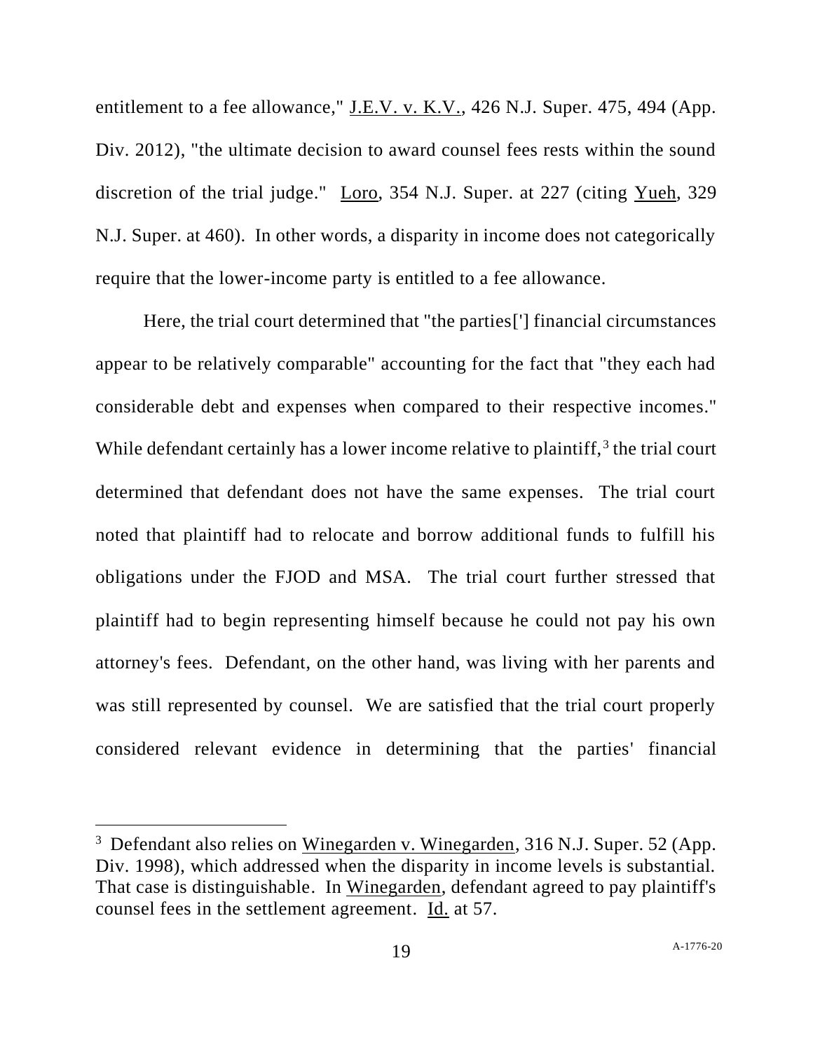entitlement to a fee allowance," J.E.V. v. K.V., 426 N.J. Super. 475, 494 (App. Div. 2012), "the ultimate decision to award counsel fees rests within the sound discretion of the trial judge." Loro, 354 N.J. Super. at 227 (citing Yueh, 329 N.J. Super. at 460). In other words, a disparity in income does not categorically require that the lower-income party is entitled to a fee allowance.

Here, the trial court determined that "the parties['] financial circumstances appear to be relatively comparable" accounting for the fact that "they each had considerable debt and expenses when compared to their respective incomes." While defendant certainly has a lower income relative to plaintiff,[3] the trial court determined that defendant does not have the same expenses. The trial court noted that plaintiff had to relocate and borrow additional funds to fulfill his obligations under the FJOD and MSA. The trial court further stressed that plaintiff had to begin representing himself because he could not pay his own attorney's fees. Defendant, on the other hand, was living with her parents and was still represented by counsel. We are satisfied that the trial court properly considered relevant evidence in determining that the parties' financial

---

[3] Defendant also relies on Winegarden v. Winegarden, 316 N.J. Super. 52 (App. Div. 1998), which addressed when the disparity in income levels is substantial. That case is distinguishable. In Winegarden, defendant agreed to pay plaintiff's counsel fees in the settlement agreement. Id. at 57.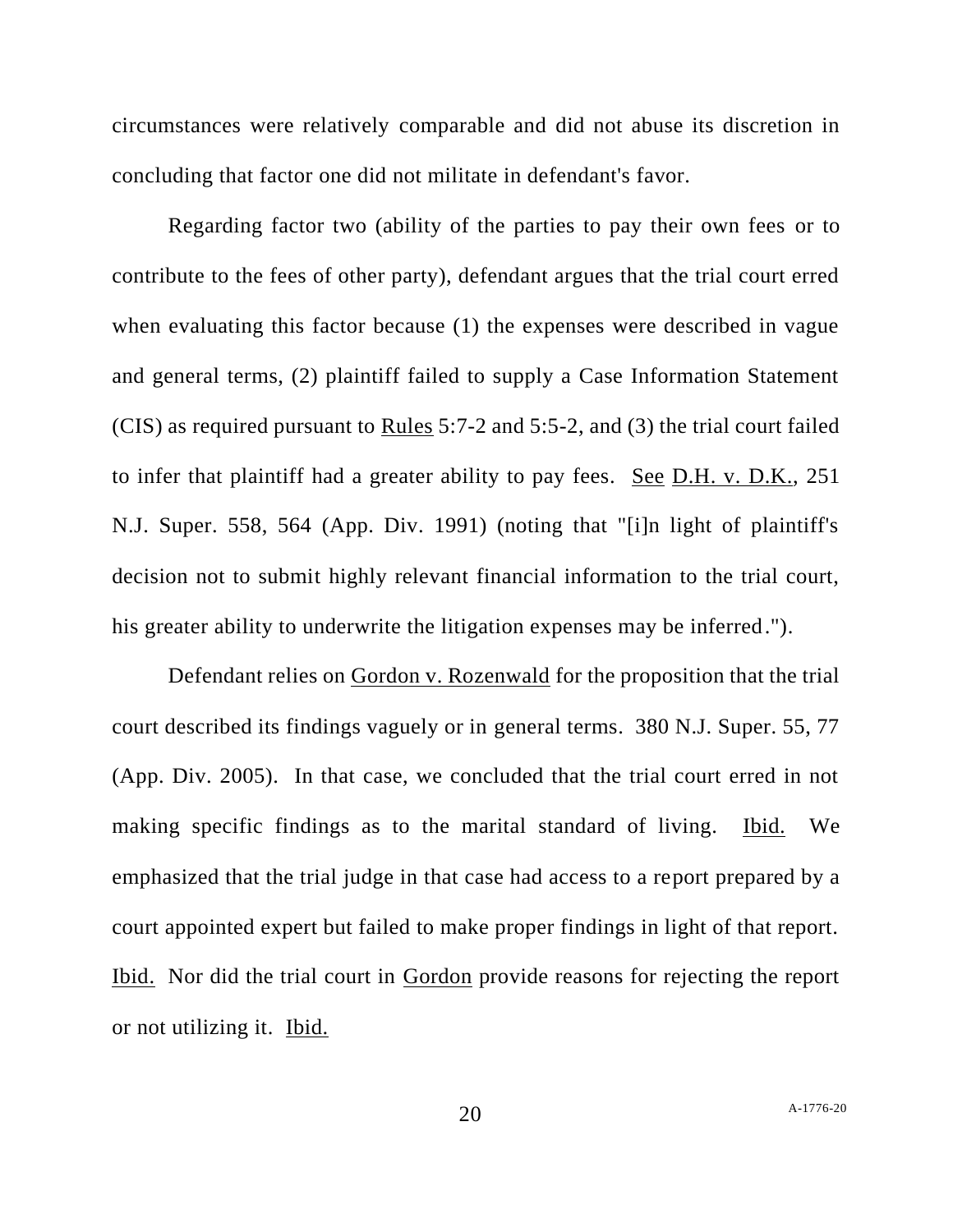circumstances were relatively comparable and did not abuse its discretion in concluding that factor one did not militate in defendant's favor.

Regarding factor two (ability of the parties to pay their own fees or to contribute to the fees of other party), defendant argues that the trial court erred when evaluating this factor because (1) the expenses were described in vague and general terms, (2) plaintiff failed to supply a Case Information Statement (CIS) as required pursuant to Rules 5:7-2 and 5:5-2, and (3) the trial court failed to infer that plaintiff had a greater ability to pay fees. See D.H. v. D.K., 251 N.J. Super. 558, 564 (App. Div. 1991) (noting that "[i]n light of plaintiff's decision not to submit highly relevant financial information to the trial court, his greater ability to underwrite the litigation expenses may be inferred.").

Defendant relies on Gordon v. Rozenwald for the proposition that the trial court described its findings vaguely or in general terms. 380 N.J. Super. 55, 77 (App. Div. 2005). In that case, we concluded that the trial court erred in not making specific findings as to the marital standard of living. Ibid. We emphasized that the trial judge in that case had access to a report prepared by a court appointed expert but failed to make proper findings in light of that report. Ibid. Nor did the trial court in Gordon provide reasons for rejecting the report or not utilizing it. Ibid.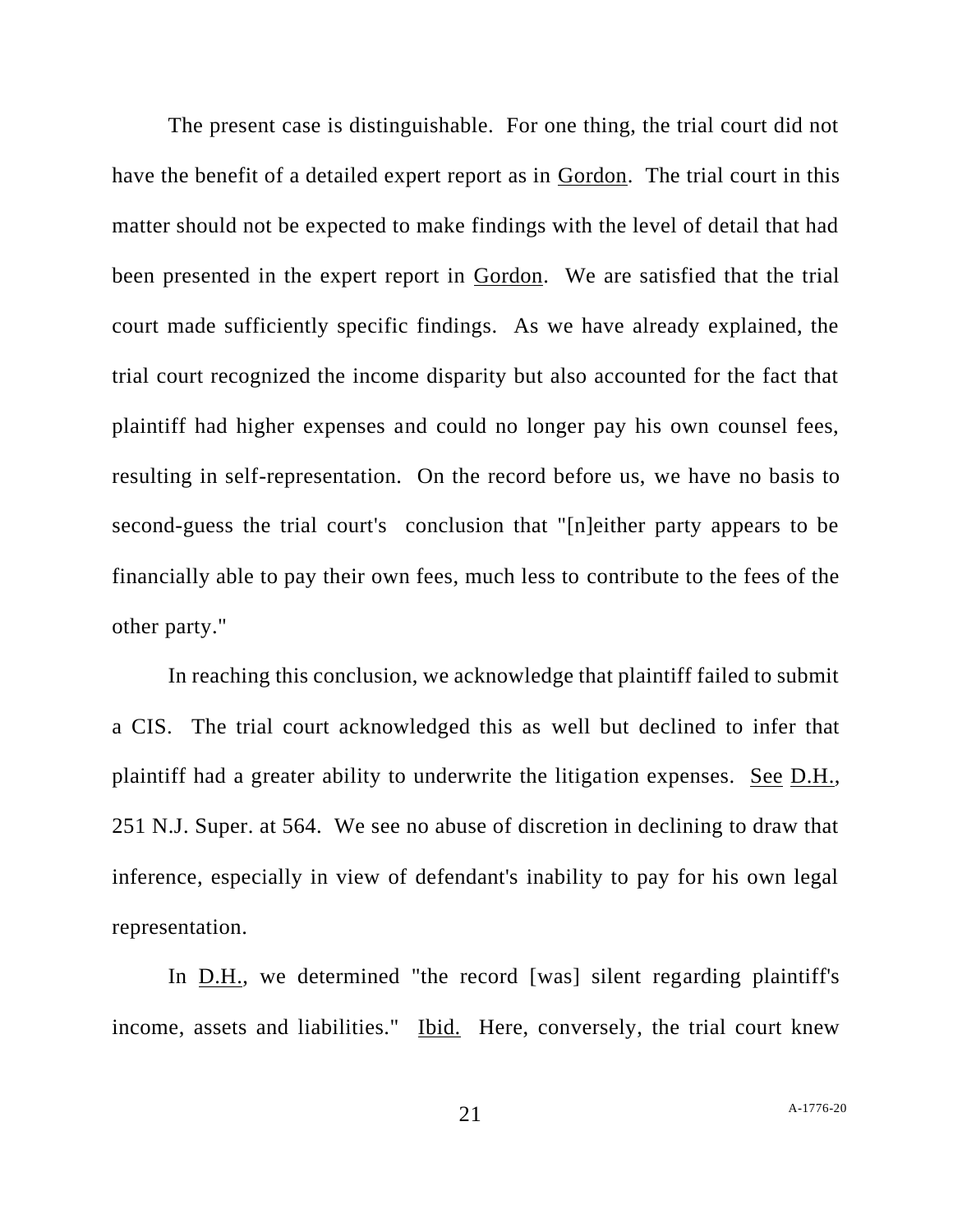The present case is distinguishable. For one thing, the trial court did not have the benefit of a detailed expert report as in Gordon. The trial court in this matter should not be expected to make findings with the level of detail that had been presented in the expert report in Gordon. We are satisfied that the trial court made sufficiently specific findings. As we have already explained, the trial court recognized the income disparity but also accounted for the fact that plaintiff had higher expenses and could no longer pay his own counsel fees, resulting in self-representation. On the record before us, we have no basis to second-guess the trial court's conclusion that "[n]either party appears to be financially able to pay their own fees, much less to contribute to the fees of the other party."

In reaching this conclusion, we acknowledge that plaintiff failed to submit a CIS. The trial court acknowledged this as well but declined to infer that plaintiff had a greater ability to underwrite the litigation expenses. See D.H., 251 N.J. Super. at 564. We see no abuse of discretion in declining to draw that inference, especially in view of defendant's inability to pay for his own legal representation.

In D.H., we determined "the record [was] silent regarding plaintiff's income, assets and liabilities." Ibid. Here, conversely, the trial court knew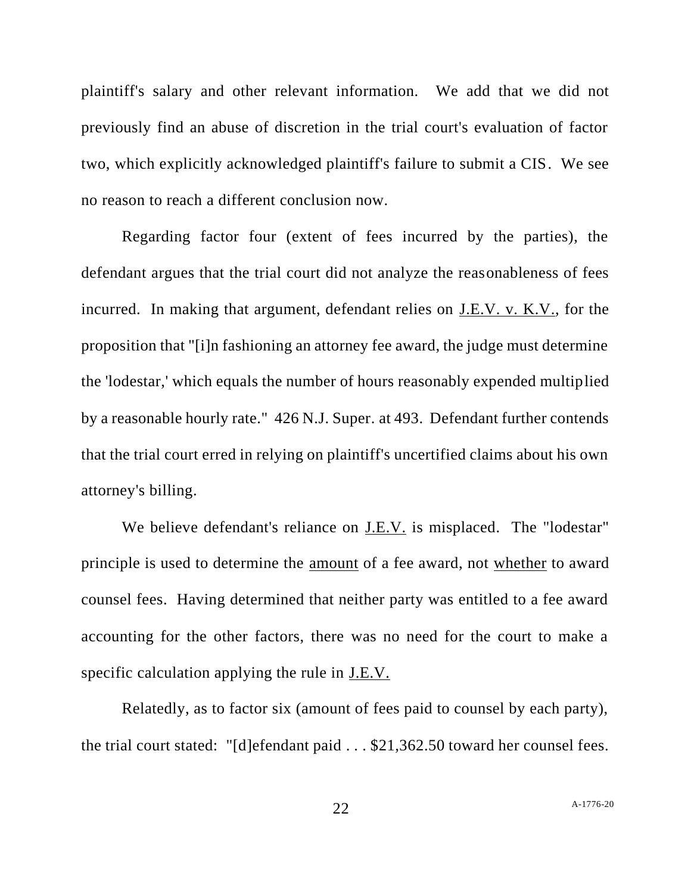plaintiff's salary and other relevant information. We add that we did not previously find an abuse of discretion in the trial court's evaluation of factor two, which explicitly acknowledged plaintiff's failure to submit a CIS. We see no reason to reach a different conclusion now.

Regarding factor four (extent of fees incurred by the parties), the defendant argues that the trial court did not analyze the reasonableness of fees incurred. In making that argument, defendant relies on J.E.V. v. K.V., for the proposition that "[i]n fashioning an attorney fee award, the judge must determine the 'lodestar,' which equals the number of hours reasonably expended multiplied by a reasonable hourly rate." 426 N.J. Super. at 493. Defendant further contends that the trial court erred in relying on plaintiff's uncertified claims about his own attorney's billing.

We believe defendant's reliance on J.E.V. is misplaced. The "lodestar" principle is used to determine the amount of a fee award, not whether to award counsel fees. Having determined that neither party was entitled to a fee award accounting for the other factors, there was no need for the court to make a specific calculation applying the rule in J.E.V.

Relatedly, as to factor six (amount of fees paid to counsel by each party), the trial court stated: "[d]efendant paid . . . $21,362.50 toward her counsel fees.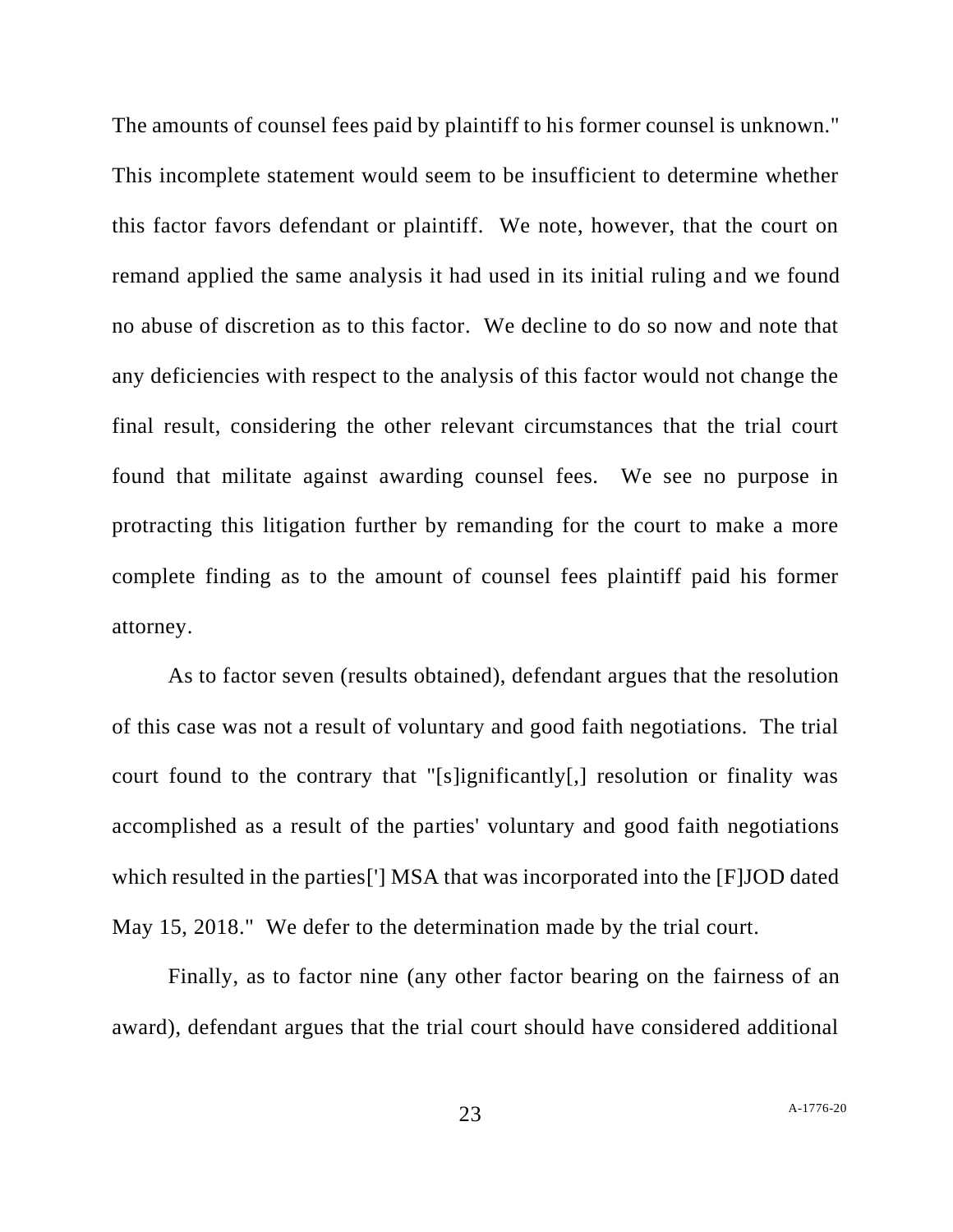The amounts of counsel fees paid by plaintiff to his former counsel is unknown." This incomplete statement would seem to be insufficient to determine whether this factor favors defendant or plaintiff. We note, however, that the court on remand applied the same analysis it had used in its initial ruling and we found no abuse of discretion as to this factor. We decline to do so now and note that any deficiencies with respect to the analysis of this factor would not change the final result, considering the other relevant circumstances that the trial court found that militate against awarding counsel fees. We see no purpose in protracting this litigation further by remanding for the court to make a more complete finding as to the amount of counsel fees plaintiff paid his former attorney.

As to factor seven (results obtained), defendant argues that the resolution of this case was not a result of voluntary and good faith negotiations. The trial court found to the contrary that "[s]ignificantly[,] resolution or finality was accomplished as a result of the parties' voluntary and good faith negotiations which resulted in the parties['] MSA that was incorporated into the [F]JOD dated May 15, 2018." We defer to the determination made by the trial court.

Finally, as to factor nine (any other factor bearing on the fairness of an award), defendant argues that the trial court should have considered additional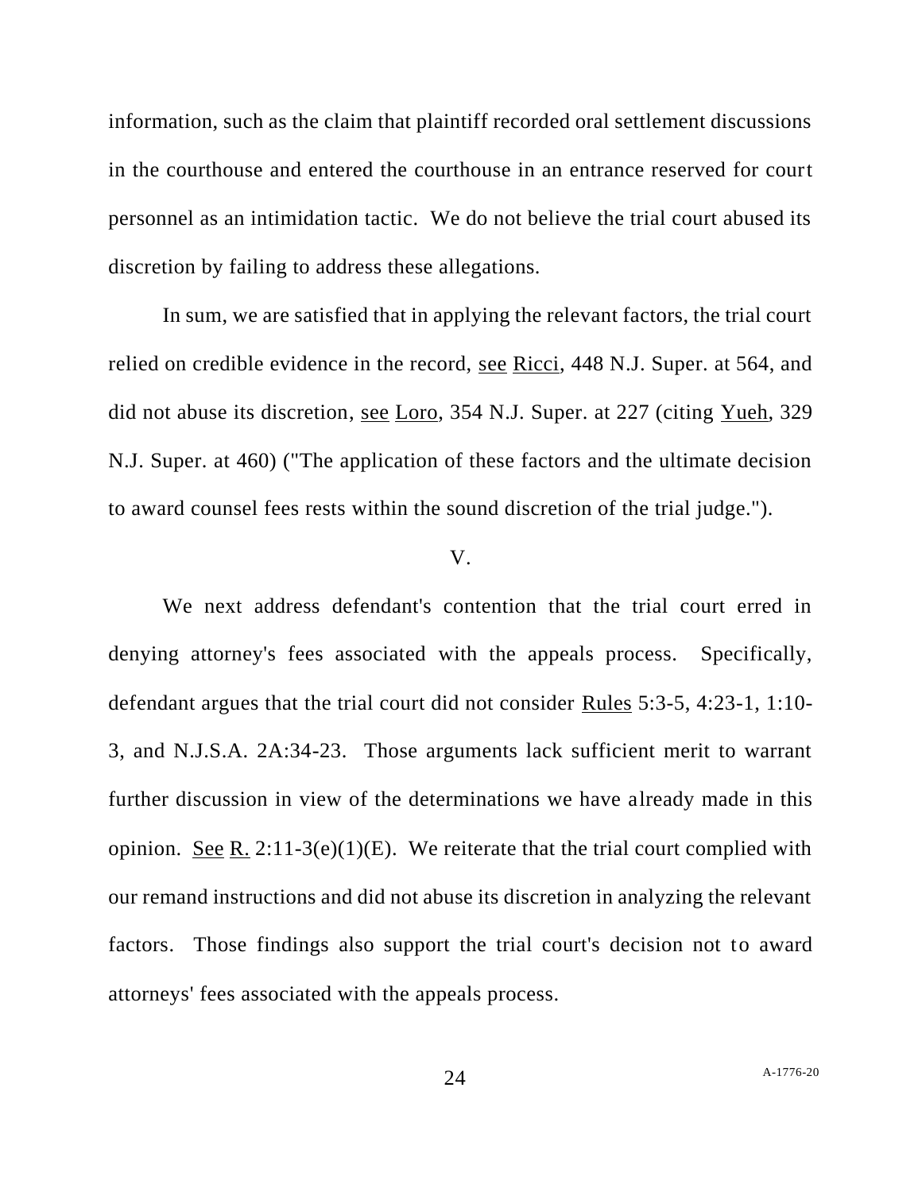information, such as the claim that plaintiff recorded oral settlement discussions in the courthouse and entered the courthouse in an entrance reserved for court personnel as an intimidation tactic. We do not believe the trial court abused its discretion by failing to address these allegations.

In sum, we are satisfied that in applying the relevant factors, the trial court relied on credible evidence in the record, see Ricci, 448 N.J. Super. at 564, and did not abuse its discretion, see Loro, 354 N.J. Super. at 227 (citing Yueh, 329 N.J. Super. at 460) ("The application of these factors and the ultimate decision to award counsel fees rests within the sound discretion of the trial judge.").

V.

We next address defendant's contention that the trial court erred in denying attorney's fees associated with the appeals process. Specifically, defendant argues that the trial court did not consider Rules 5:3-5, 4:23-1, 1:10-3, and N.J.S.A. 2A:34-23. Those arguments lack sufficient merit to warrant further discussion in view of the determinations we have already made in this opinion. See R. 2:11-3(e)(1)(E). We reiterate that the trial court complied with our remand instructions and did not abuse its discretion in analyzing the relevant factors. Those findings also support the trial court's decision not to award attorneys' fees associated with the appeals process.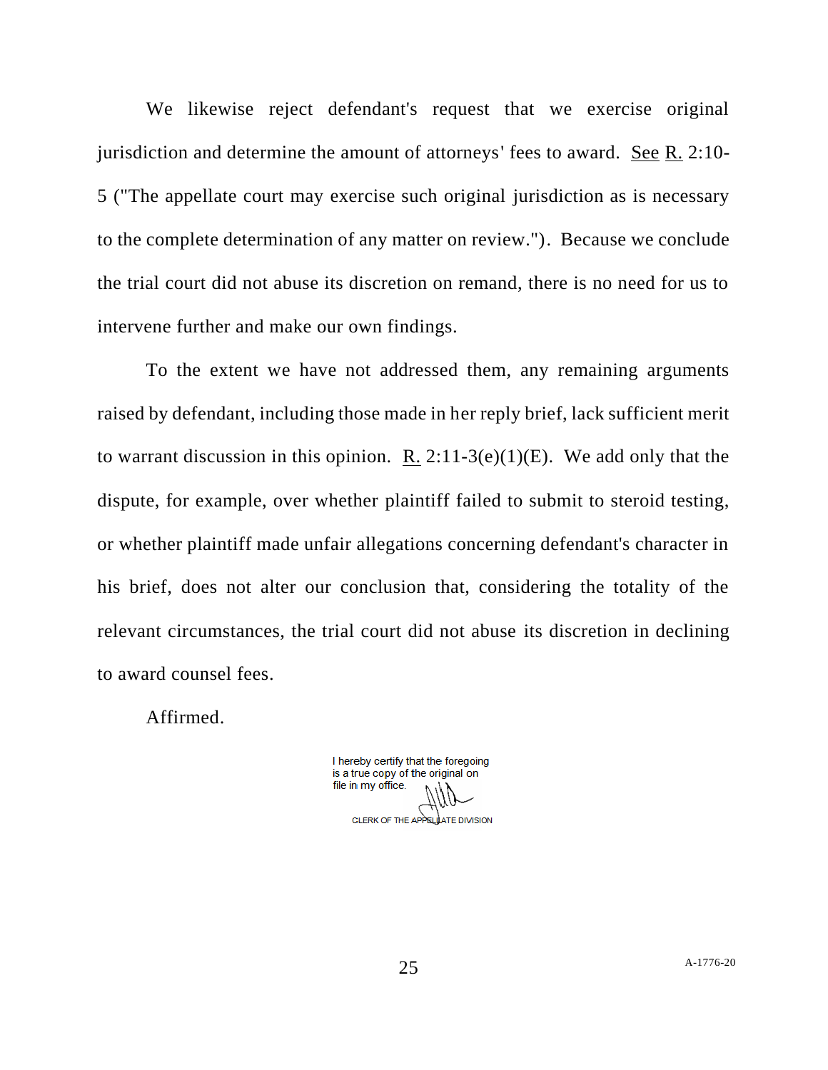We likewise reject defendant's request that we exercise original jurisdiction and determine the amount of attorneys' fees to award. See R. 2:10-5 ("The appellate court may exercise such original jurisdiction as is necessary to the complete determination of any matter on review."). Because we conclude the trial court did not abuse its discretion on remand, there is no need for us to intervene further and make our own findings.

To the extent we have not addressed them, any remaining arguments raised by defendant, including those made in her reply brief, lack sufficient merit to warrant discussion in this opinion. R. 2:11-3(e)(1)(E). We add only that the dispute, for example, over whether plaintiff failed to submit to steroid testing, or whether plaintiff made unfair allegations concerning defendant's character in his brief, does not alter our conclusion that, considering the totality of the relevant circumstances, the trial court did not abuse its discretion in declining to award counsel fees.

Affirmed.

I hereby certify that the foregoing is a true copy of the original on file in my office.

CLERK OF THE APPELLATE DIVISION